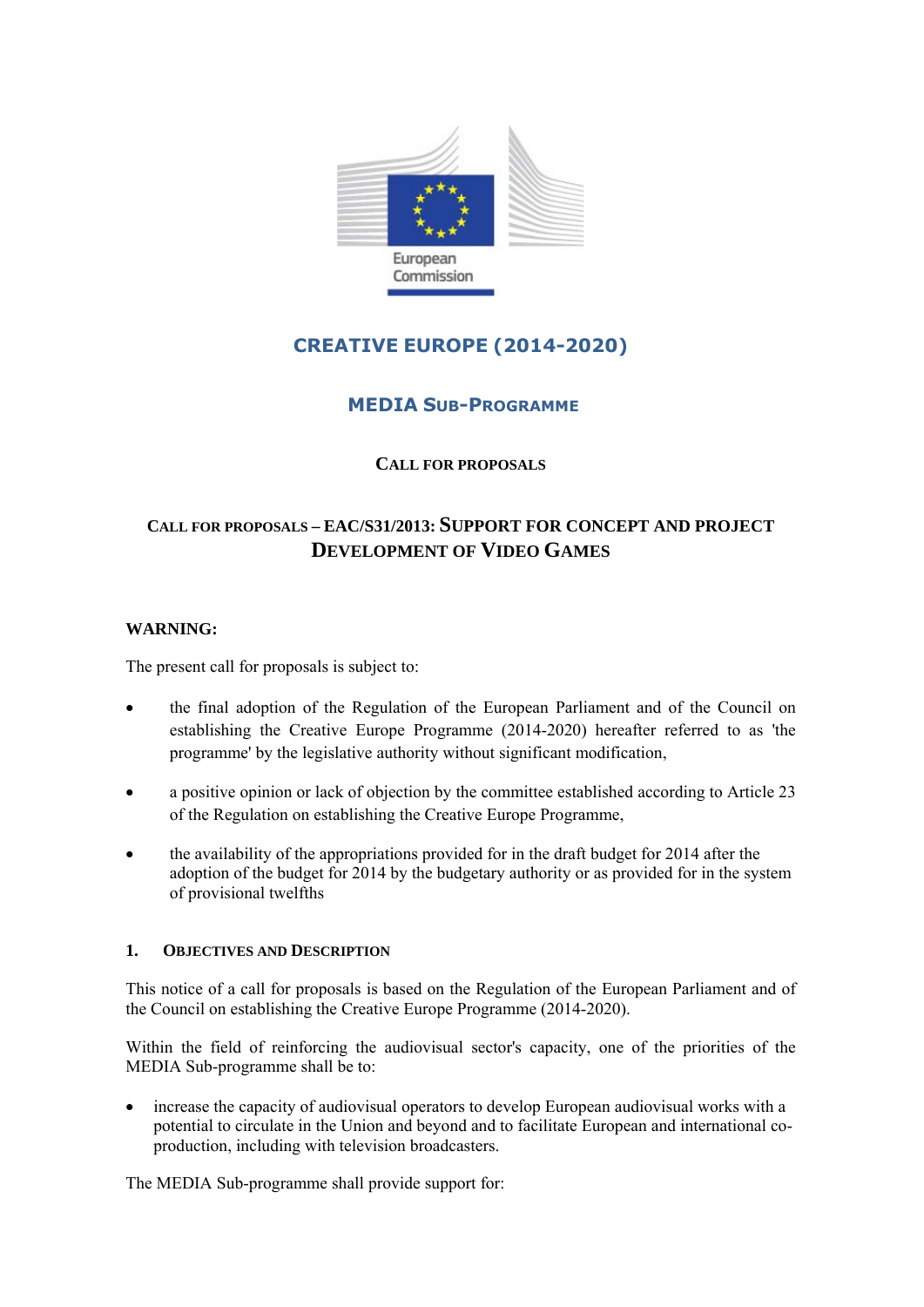European Commission

# CREATIVE EUROPE (2014-2020)

## MEDIA SUB-PROGRAMME

### CALL FOR PROPOSALS

### CALL FOR PROPOSALS – EAC/S31/2013: SUPPORT FOR CONCEPT AND PROJECT DEVELOPMENT OF VIDEO GAMES

**WARNING:**

The present call for proposals is subject to:

- the final adoption of the Regulation of the European Parliament and of the Council on establishing the Creative Europe Programme (2014-2020) hereafter referred to as 'the programme' by the legislative authority without significant modification,
- a positive opinion or lack of objection by the committee established according to Article 23 of the Regulation on establishing the Creative Europe Programme,
- the availability of the appropriations provided for in the draft budget for 2014 after the adoption of the budget for 2014 by the budgetary authority or as provided for in the system of provisional twelfths

#### 1. OBJECTIVES AND DESCRIPTION

This notice of a call for proposals is based on the Regulation of the European Parliament and of the Council on establishing the Creative Europe Programme (2014-2020).

Within the field of reinforcing the audiovisual sector's capacity, one of the priorities of the MEDIA Sub-programme shall be to:

- increase the capacity of audiovisual operators to develop European audiovisual works with a potential to circulate in the Union and beyond and to facilitate European and international co-production, including with television broadcasters.

The MEDIA Sub-programme shall provide support for: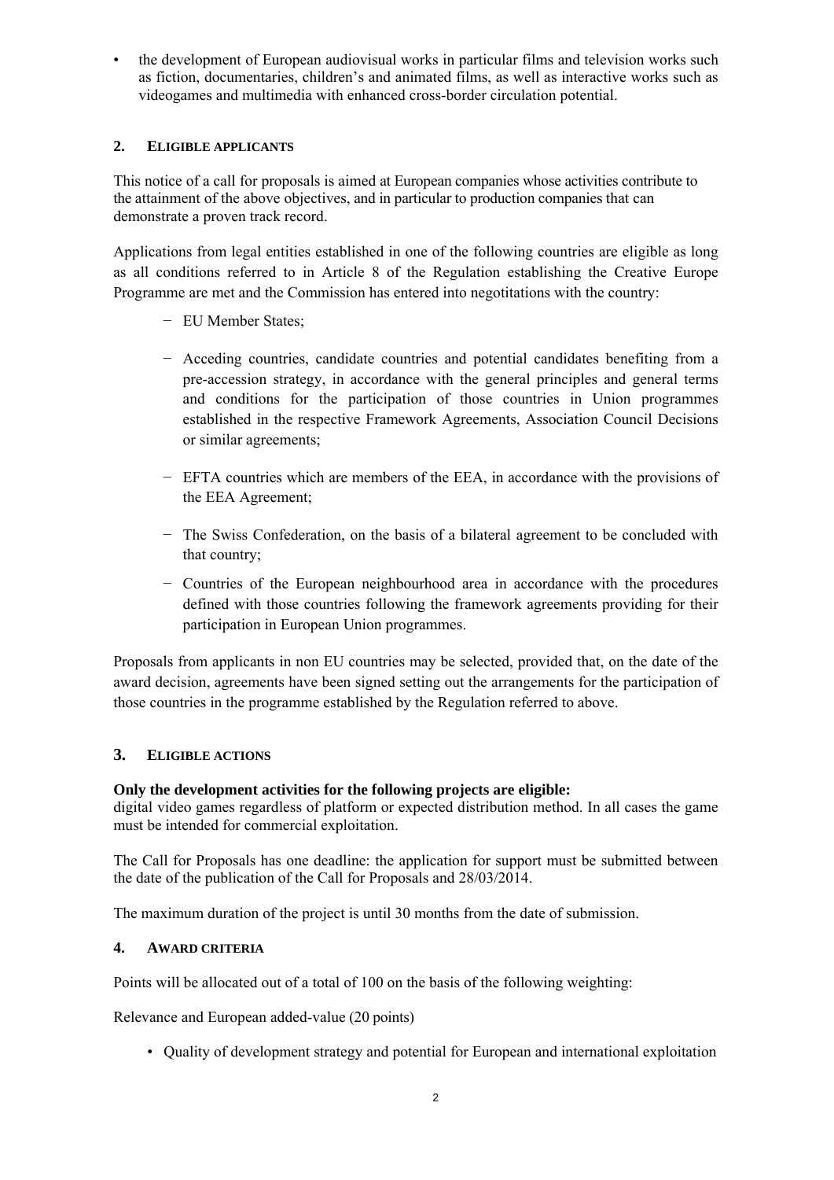- the development of European audiovisual works in particular films and television works such as fiction, documentaries, children's and animated films, as well as interactive works such as videogames and multimedia with enhanced cross-border circulation potential.

## 2. Eligible applicants

This notice of a call for proposals is aimed at European companies whose activities contribute to the attainment of the above objectives, and in particular to production companies that can demonstrate a proven track record.

Applications from legal entities established in one of the following countries are eligible as long as all conditions referred to in Article 8 of the Regulation establishing the Creative Europe Programme are met and the Commission has entered into negotitations with the country:

- EU Member States;
- Acceding countries, candidate countries and potential candidates benefiting from a pre-accession strategy, in accordance with the general principles and general terms and conditions for the participation of those countries in Union programmes established in the respective Framework Agreements, Association Council Decisions or similar agreements;
- EFTA countries which are members of the EEA, in accordance with the provisions of the EEA Agreement;
- The Swiss Confederation, on the basis of a bilateral agreement to be concluded with that country;
- Countries of the European neighbourhood area in accordance with the procedures defined with those countries following the framework agreements providing for their participation in European Union programmes.

Proposals from applicants in non EU countries may be selected, provided that, on the date of the award decision, agreements have been signed setting out the arrangements for the participation of those countries in the programme established by the Regulation referred to above.

## 3. Eligible actions

**Only the development activities for the following projects are eligible:**
digital video games regardless of platform or expected distribution method. In all cases the game must be intended for commercial exploitation.

The Call for Proposals has one deadline: the application for support must be submitted between the date of the publication of the Call for Proposals and 28/03/2014.

The maximum duration of the project is until 30 months from the date of submission.

## 4. Award criteria

Points will be allocated out of a total of 100 on the basis of the following weighting:

Relevance and European added-value (20 points)

- Quality of development strategy and potential for European and international exploitation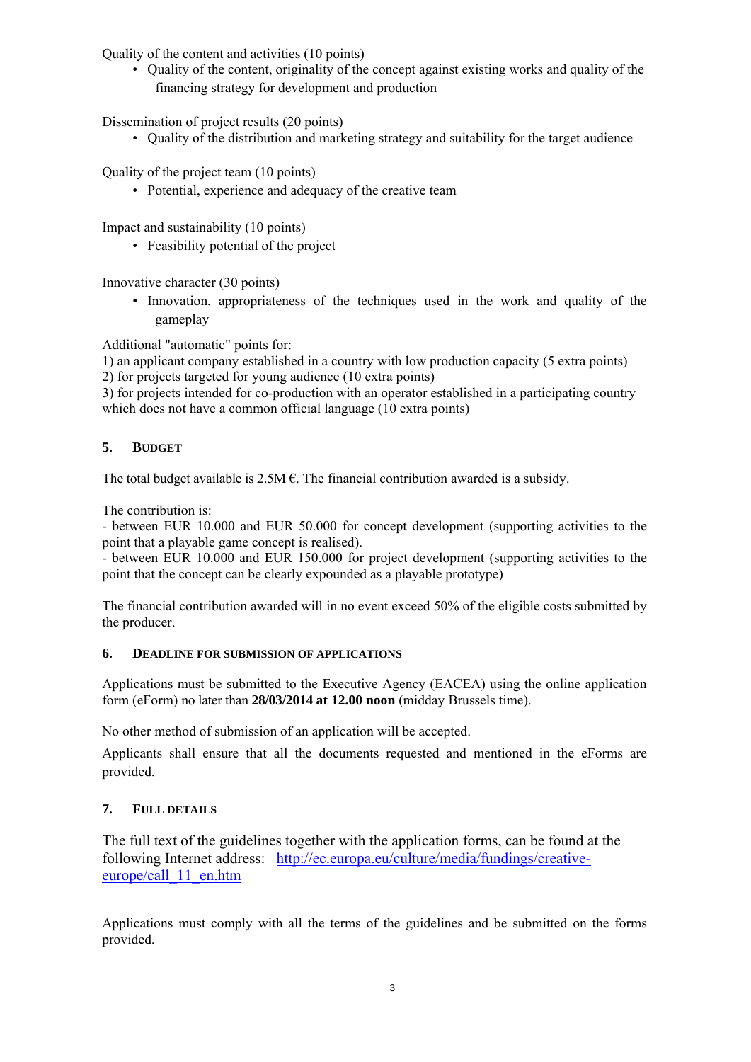Quality of the content and activities (10 points)

- Quality of the content, originality of the concept against existing works and quality of the financing strategy for development and production

Dissemination of project results (20 points)

- Quality of the distribution and marketing strategy and suitability for the target audience

Quality of the project team (10 points)

- Potential, experience and adequacy of the creative team

Impact and sustainability (10 points)

- Feasibility potential of the project

Innovative character (30 points)

- Innovation, appropriateness of the techniques used in the work and quality of the gameplay

Additional "automatic" points for:
1) an applicant company established in a country with low production capacity (5 extra points)
2) for projects targeted for young audience (10 extra points)
3) for projects intended for co-production with an operator established in a participating country which does not have a common official language (10 extra points)

## 5. BUDGET

The total budget available is 2.5M €. The financial contribution awarded is a subsidy.

The contribution is:
- between EUR 10.000 and EUR 50.000 for concept development (supporting activities to the point that a playable game concept is realised).
- between EUR 10.000 and EUR 150.000 for project development (supporting activities to the point that the concept can be clearly expounded as a playable prototype)

The financial contribution awarded will in no event exceed 50% of the eligible costs submitted by the producer.

## 6. DEADLINE FOR SUBMISSION OF APPLICATIONS

Applications must be submitted to the Executive Agency (EACEA) using the online application form (eForm) no later than **28/03/2014 at 12.00 noon** (midday Brussels time).

No other method of submission of an application will be accepted.

Applicants shall ensure that all the documents requested and mentioned in the eForms are provided.

## 7. FULL DETAILS

The full text of the guidelines together with the application forms, can be found at the following Internet address: [http://ec.europa.eu/culture/media/fundings/creative-europe/call_11_en.htm](http://ec.europa.eu/culture/media/fundings/creative-europe/call_11_en.htm)

Applications must comply with all the terms of the guidelines and be submitted on the forms provided.